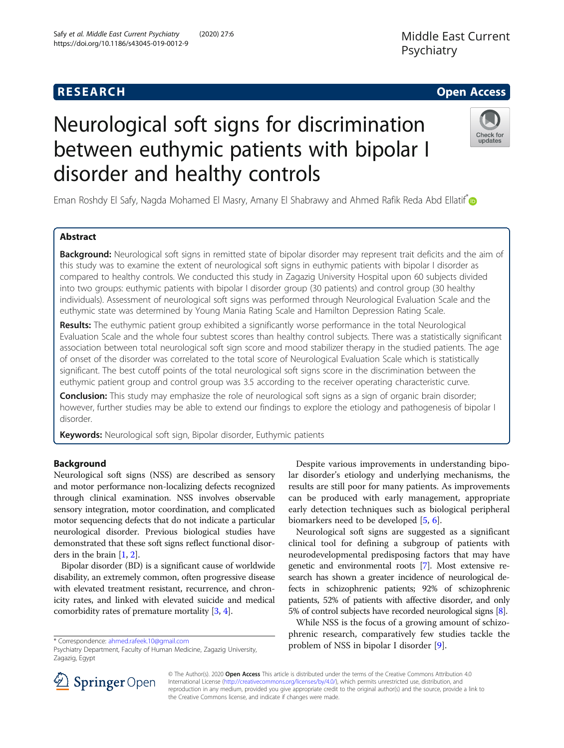RESEARCH

Open Access

# Neurological soft signs for discrimination between euthymic patients with bipolar I disorder and healthy controls

Eman Roshdy El Safy, Nagda Mohamed El Masry, Amany El Shabrawy and Ahmed Rafik Reda Abd Ellatif*

## Abstract

**Background:** Neurological soft signs in remitted state of bipolar disorder may represent trait deficits and the aim of this study was to examine the extent of neurological soft signs in euthymic patients with bipolar I disorder as compared to healthy controls. We conducted this study in Zagazig University Hospital upon 60 subjects divided into two groups: euthymic patients with bipolar I disorder group (30 patients) and control group (30 healthy individuals). Assessment of neurological soft signs was performed through Neurological Evaluation Scale and the euthymic state was determined by Young Mania Rating Scale and Hamilton Depression Rating Scale.

**Results:** The euthymic patient group exhibited a significantly worse performance in the total Neurological Evaluation Scale and the whole four subtest scores than healthy control subjects. There was a statistically significant association between total neurological soft sign score and mood stabilizer therapy in the studied patients. The age of onset of the disorder was correlated to the total score of Neurological Evaluation Scale which is statistically significant. The best cutoff points of the total neurological soft signs score in the discrimination between the euthymic patient group and control group was 3.5 according to the receiver operating characteristic curve.

**Conclusion:** This study may emphasize the role of neurological soft signs as a sign of organic brain disorder; however, further studies may be able to extend our findings to explore the etiology and pathogenesis of bipolar I disorder.

**Keywords:** Neurological soft sign, Bipolar disorder, Euthymic patients

## Background

Neurological soft signs (NSS) are described as sensory and motor performance non-localizing defects recognized through clinical examination. NSS involves observable sensory integration, motor coordination, and complicated motor sequencing defects that do not indicate a particular neurological disorder. Previous biological studies have demonstrated that these soft signs reflect functional disorders in the brain [1, 2].

Bipolar disorder (BD) is a significant cause of worldwide disability, an extremely common, often progressive disease with elevated treatment resistant, recurrence, and chronicity rates, and linked with elevated suicide and medical comorbidity rates of premature mortality [3, 4].

Despite various improvements in understanding bipolar disorder's etiology and underlying mechanisms, the results are still poor for many patients. As improvements can be produced with early management, appropriate early detection techniques such as biological peripheral biomarkers need to be developed [5, 6].

Neurological soft signs are suggested as a significant clinical tool for defining a subgroup of patients with neurodevelopmental predisposing factors that may have genetic and environmental roots [7]. Most extensive research has shown a greater incidence of neurological defects in schizophrenic patients; 92% of schizophrenic patients, 52% of patients with affective disorder, and only 5% of control subjects have recorded neurological signs [8].

While NSS is the focus of a growing amount of schizophrenic research, comparatively few studies tackle the problem of NSS in bipolar I disorder [9].

* Correspondence: ahmed.rafeek.10@gmail.com
Psychiatry Department, Faculty of Human Medicine, Zagazig University, Zagazig, Egypt

© The Author(s). 2020 **Open Access** This article is distributed under the terms of the Creative Commons Attribution 4.0 International License (http://creativecommons.org/licenses/by/4.0/), which permits unrestricted use, distribution, and reproduction in any medium, provided you give appropriate credit to the original author(s) and the source, provide a link to the Creative Commons license, and indicate if changes were made.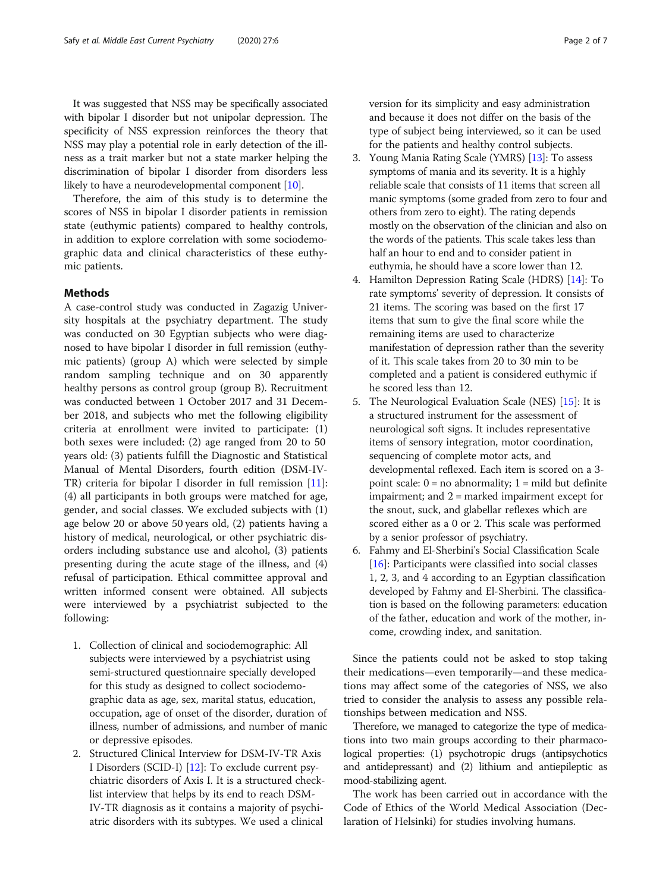It was suggested that NSS may be specifically associated with bipolar I disorder but not unipolar depression. The specificity of NSS expression reinforces the theory that NSS may play a potential role in early detection of the illness as a trait marker but not a state marker helping the discrimination of bipolar I disorder from disorders less likely to have a neurodevelopmental component [10].

Therefore, the aim of this study is to determine the scores of NSS in bipolar I disorder patients in remission state (euthymic patients) compared to healthy controls, in addition to explore correlation with some sociodemographic data and clinical characteristics of these euthymic patients.

## Methods

A case-control study was conducted in Zagazig University hospitals at the psychiatry department. The study was conducted on 30 Egyptian subjects who were diagnosed to have bipolar I disorder in full remission (euthymic patients) (group A) which were selected by simple random sampling technique and on 30 apparently healthy persons as control group (group B). Recruitment was conducted between 1 October 2017 and 31 December 2018, and subjects who met the following eligibility criteria at enrollment were invited to participate: (1) both sexes were included: (2) age ranged from 20 to 50 years old: (3) patients fulfill the Diagnostic and Statistical Manual of Mental Disorders, fourth edition (DSM-IV-TR) criteria for bipolar I disorder in full remission [11]: (4) all participants in both groups were matched for age, gender, and social classes. We excluded subjects with (1) age below 20 or above 50 years old, (2) patients having a history of medical, neurological, or other psychiatric disorders including substance use and alcohol, (3) patients presenting during the acute stage of the illness, and (4) refusal of participation. Ethical committee approval and written informed consent were obtained. All subjects were interviewed by a psychiatrist subjected to the following:

1. Collection of clinical and sociodemographic: All subjects were interviewed by a psychiatrist using semi-structured questionnaire specially developed for this study as designed to collect sociodemographic data as age, sex, marital status, education, occupation, age of onset of the disorder, duration of illness, number of admissions, and number of manic or depressive episodes.
2. Structured Clinical Interview for DSM-IV-TR Axis I Disorders (SCID-I) [12]: To exclude current psychiatric disorders of Axis I. It is a structured checklist interview that helps by its end to reach DSM-IV-TR diagnosis as it contains a majority of psychiatric disorders with its subtypes. We used a clinical version for its simplicity and easy administration and because it does not differ on the basis of the type of subject being interviewed, so it can be used for the patients and healthy control subjects.
3. Young Mania Rating Scale (YMRS) [13]: To assess symptoms of mania and its severity. It is a highly reliable scale that consists of 11 items that screen all manic symptoms (some graded from zero to four and others from zero to eight). The rating depends mostly on the observation of the clinician and also on the words of the patients. This scale takes less than half an hour to end and to consider patient in euthymia, he should have a score lower than 12.
4. Hamilton Depression Rating Scale (HDRS) [14]: To rate symptoms' severity of depression. It consists of 21 items. The scoring was based on the first 17 items that sum to give the final score while the remaining items are used to characterize manifestation of depression rather than the severity of it. This scale takes from 20 to 30 min to be completed and a patient is considered euthymic if he scored less than 12.
5. The Neurological Evaluation Scale (NES) [15]: It is a structured instrument for the assessment of neurological soft signs. It includes representative items of sensory integration, motor coordination, sequencing of complete motor acts, and developmental reflexed. Each item is scored on a 3-point scale: 0 = no abnormality; 1 = mild but definite impairment; and 2 = marked impairment except for the snout, suck, and glabellar reflexes which are scored either as a 0 or 2. This scale was performed by a senior professor of psychiatry.
6. Fahmy and El-Sherbini's Social Classification Scale [16]: Participants were classified into social classes 1, 2, 3, and 4 according to an Egyptian classification developed by Fahmy and El-Sherbini. The classification is based on the following parameters: education of the father, education and work of the mother, income, crowding index, and sanitation.

Since the patients could not be asked to stop taking their medications—even temporarily—and these medications may affect some of the categories of NSS, we also tried to consider the analysis to assess any possible relationships between medication and NSS.

Therefore, we managed to categorize the type of medications into two main groups according to their pharmacological properties: (1) psychotropic drugs (antipsychotics and antidepressant) and (2) lithium and antiepileptic as mood-stabilizing agent.

The work has been carried out in accordance with the Code of Ethics of the World Medical Association (Declaration of Helsinki) for studies involving humans.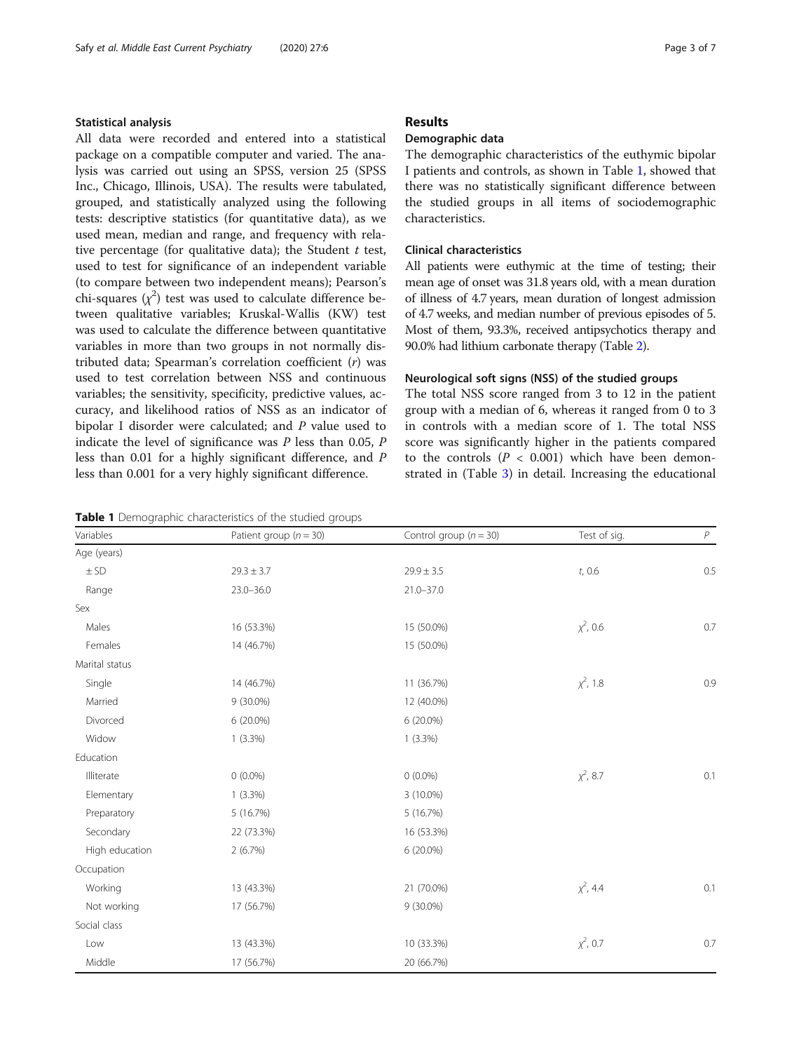## Statistical analysis

All data were recorded and entered into a statistical package on a compatible computer and varied. The analysis was carried out using an SPSS, version 25 (SPSS Inc., Chicago, Illinois, USA). The results were tabulated, grouped, and statistically analyzed using the following tests: descriptive statistics (for quantitative data), as we used mean, median and range, and frequency with relative percentage (for qualitative data); the Student *t* test, used to test for significance of an independent variable (to compare between two independent means); Pearson's chi-squares ($\chi^2$) test was used to calculate difference between qualitative variables; Kruskal-Wallis (KW) test was used to calculate the difference between quantitative variables in more than two groups in not normally distributed data; Spearman's correlation coefficient (*r*) was used to test correlation between NSS and continuous variables; the sensitivity, specificity, predictive values, accuracy, and likelihood ratios of NSS as an indicator of bipolar I disorder were calculated; and *P* value used to indicate the level of significance was *P* less than 0.05, *P* less than 0.01 for a highly significant difference, and *P* less than 0.001 for a very highly significant difference.

# Results

## Demographic data

The demographic characteristics of the euthymic bipolar I patients and controls, as shown in Table 1, showed that there was no statistically significant difference between the studied groups in all items of sociodemographic characteristics.

## Clinical characteristics

All patients were euthymic at the time of testing; their mean age of onset was 31.8 years old, with a mean duration of illness of 4.7 years, mean duration of longest admission of 4.7 weeks, and median number of previous episodes of 5. Most of them, 93.3%, received antipsychotics therapy and 90.0% had lithium carbonate therapy (Table 2).

## Neurological soft signs (NSS) of the studied groups

The total NSS score ranged from 3 to 12 in the patient group with a median of 6, whereas it ranged from 0 to 3 in controls with a median score of 1. The total NSS score was significantly higher in the patients compared to the controls ($P < 0.001$) which have been demonstrated in (Table 3) in detail. Increasing the educational

**Table 1** Demographic characteristics of the studied groups

| Variables | Patient group ($n = 30$) | Control group ($n = 30$) | Test of sig. | *P* |
|---|---|---|---|---|
| Age (years) | | | | |
| ± SD | 29.3 ± 3.7 | 29.9 ± 3.5 | *t*, 0.6 | 0.5 |
| Range | 23.0–36.0 | 21.0–37.0 | | |
| Sex | | | | |
| Males | 16 (53.3%) | 15 (50.0%) | $\chi^2$, 0.6 | 0.7 |
| Females | 14 (46.7%) | 15 (50.0%) | | |
| Marital status | | | | |
| Single | 14 (46.7%) | 11 (36.7%) | $\chi^2$, 1.8 | 0.9 |
| Married | 9 (30.0%) | 12 (40.0%) | | |
| Divorced | 6 (20.0%) | 6 (20.0%) | | |
| Widow | 1 (3.3%) | 1 (3.3%) | | |
| Education | | | | |
| Illiterate | 0 (0.0%) | 0 (0.0%) | $\chi^2$, 8.7 | 0.1 |
| Elementary | 1 (3.3%) | 3 (10.0%) | | |
| Preparatory | 5 (16.7%) | 5 (16.7%) | | |
| Secondary | 22 (73.3%) | 16 (53.3%) | | |
| High education | 2 (6.7%) | 6 (20.0%) | | |
| Occupation | | | | |
| Working | 13 (43.3%) | 21 (70.0%) | $\chi^2$, 4.4 | 0.1 |
| Not working | 17 (56.7%) | 9 (30.0%) | | |
| Social class | | | | |
| Low | 13 (43.3%) | 10 (33.3%) | $\chi^2$, 0.7 | 0.7 |
| Middle | 17 (56.7%) | 20 (66.7%) | | |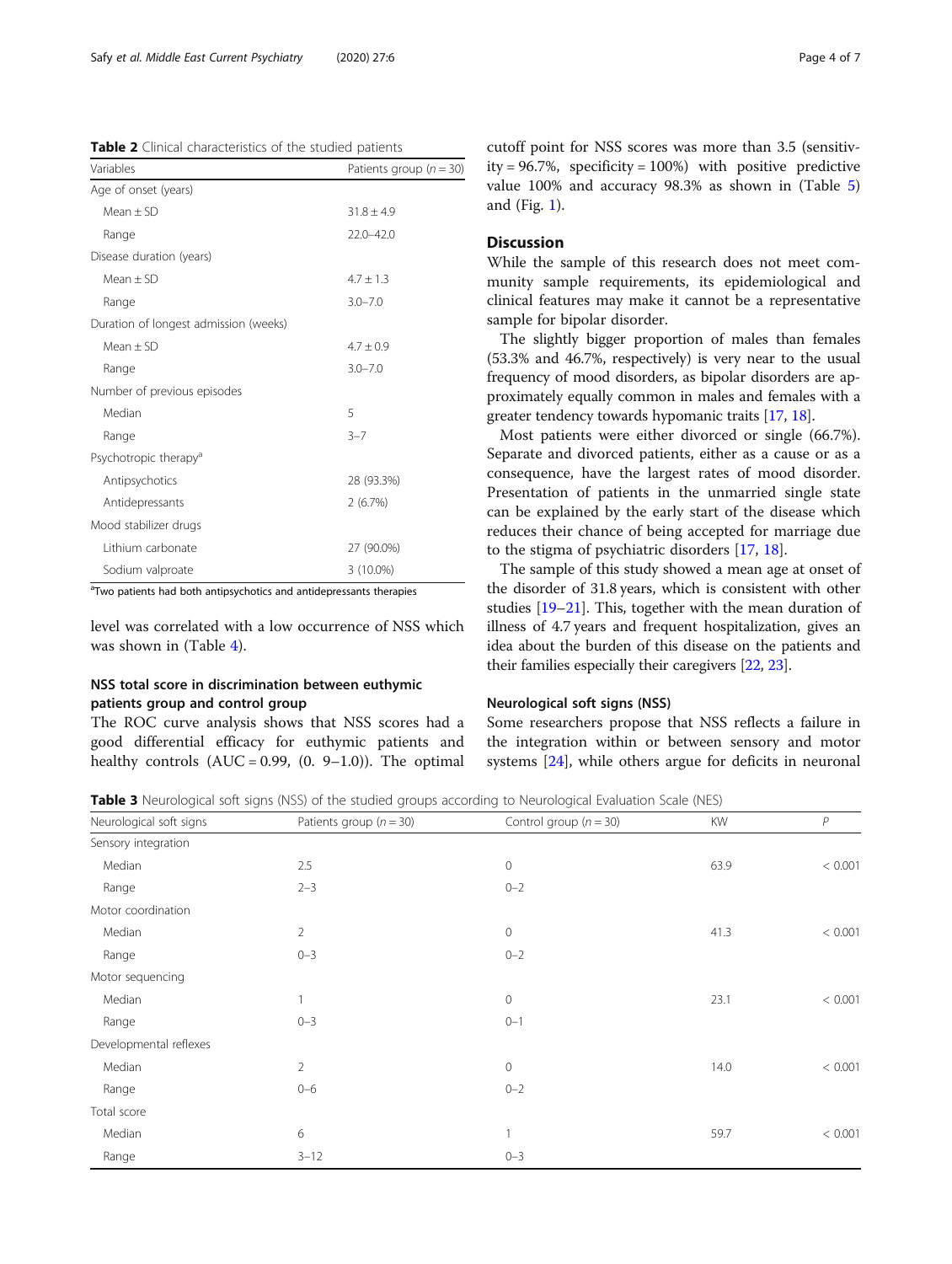**Table 2** Clinical characteristics of the studied patients

| Variables | Patients group (n = 30) |
|---|---|
| Age of onset (years) | |
| Mean ± SD | 31.8 ± 4.9 |
| Range | 22.0–42.0 |
| Disease duration (years) | |
| Mean ± SD | 4.7 ± 1.3 |
| Range | 3.0–7.0 |
| Duration of longest admission (weeks) | |
| Mean ± SD | 4.7 ± 0.9 |
| Range | 3.0–7.0 |
| Number of previous episodes | |
| Median | 5 |
| Range | 3–7 |
| Psychotropic therapy[a] | |
| Antipsychotics | 28 (93.3%) |
| Antidepressants | 2 (6.7%) |
| Mood stabilizer drugs | |
| Lithium carbonate | 27 (90.0%) |
| Sodium valproate | 3 (10.0%) |

[a]Two patients had both antipsychotics and antidepressants therapies

level was correlated with a low occurrence of NSS which was shown in (Table 4).

### NSS total score in discrimination between euthymic patients group and control group

The ROC curve analysis shows that NSS scores had a good differential efficacy for euthymic patients and healthy controls (AUC = 0.99, (0. 9–1.0)). The optimal cutoff point for NSS scores was more than 3.5 (sensitivity = 96.7%, specificity = 100%) with positive predictive value 100% and accuracy 98.3% as shown in (Table 5) and (Fig. 1).

## Discussion

While the sample of this research does not meet community sample requirements, its epidemiological and clinical features may make it cannot be a representative sample for bipolar disorder.

The slightly bigger proportion of males than females (53.3% and 46.7%, respectively) is very near to the usual frequency of mood disorders, as bipolar disorders are approximately equally common in males and females with a greater tendency towards hypomanic traits [17, 18].

Most patients were either divorced or single (66.7%). Separate and divorced patients, either as a cause or as a consequence, have the largest rates of mood disorder. Presentation of patients in the unmarried single state can be explained by the early start of the disease which reduces their chance of being accepted for marriage due to the stigma of psychiatric disorders [17, 18].

The sample of this study showed a mean age at onset of the disorder of 31.8 years, which is consistent with other studies [19–21]. This, together with the mean duration of illness of 4.7 years and frequent hospitalization, gives an idea about the burden of this disease on the patients and their families especially their caregivers [22, 23].

### Neurological soft signs (NSS)

Some researchers propose that NSS reflects a failure in the integration within or between sensory and motor systems [24], while others argue for deficits in neuronal

**Table 3** Neurological soft signs (NSS) of the studied groups according to Neurological Evaluation Scale (NES)

| Neurological soft signs | Patients group (n = 30) | Control group (n = 30) | KW | P |
|---|---|---|---|---|
| Sensory integration | | | | |
| Median | 2.5 | 0 | 63.9 | < 0.001 |
| Range | 2–3 | 0–2 | | |
| Motor coordination | | | | |
| Median | 2 | 0 | 41.3 | < 0.001 |
| Range | 0–3 | 0–2 | | |
| Motor sequencing | | | | |
| Median | 1 | 0 | 23.1 | < 0.001 |
| Range | 0–3 | 0–1 | | |
| Developmental reflexes | | | | |
| Median | 2 | 0 | 14.0 | < 0.001 |
| Range | 0–6 | 0–2 | | |
| Total score | | | | |
| Median | 6 | 1 | 59.7 | < 0.001 |
| Range | 3–12 | 0–3 | | |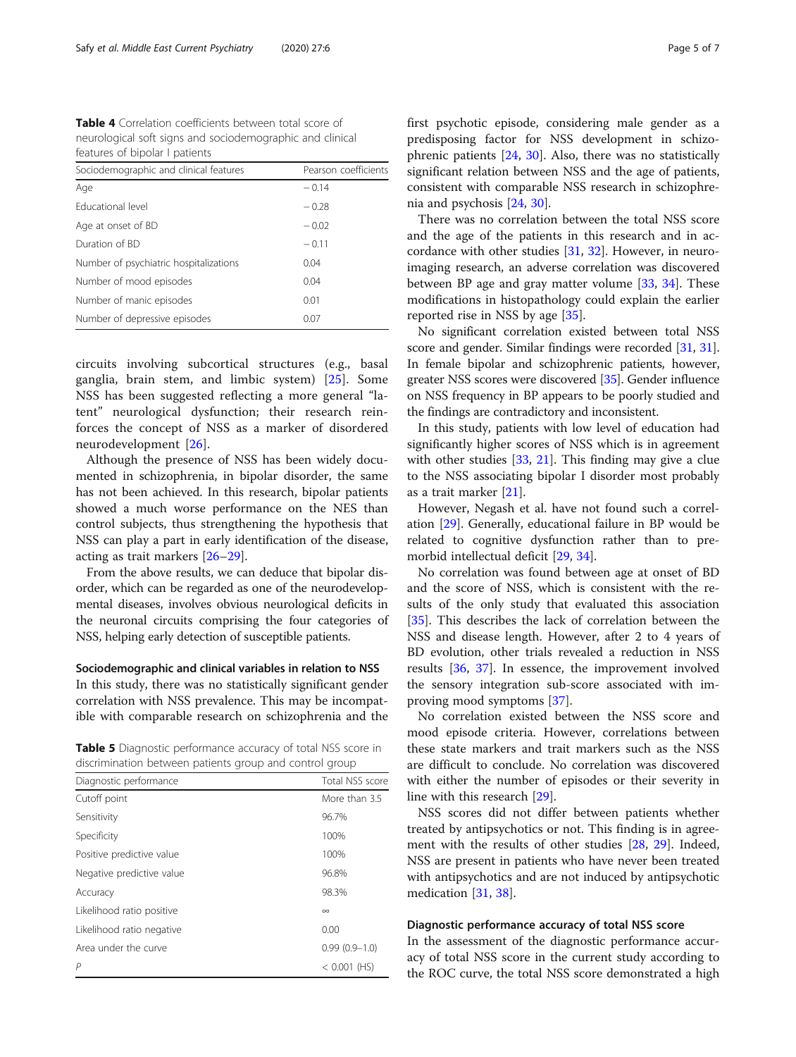**Table 4** Correlation coefficients between total score of neurological soft signs and sociodemographic and clinical features of bipolar I patients

| Sociodemographic and clinical features | Pearson coefficients |
| --- | --- |
| Age | − 0.14 |
| Educational level | − 0.28 |
| Age at onset of BD | − 0.02 |
| Duration of BD | − 0.11 |
| Number of psychiatric hospitalizations | 0.04 |
| Number of mood episodes | 0.04 |
| Number of manic episodes | 0.01 |
| Number of depressive episodes | 0.07 |

circuits involving subcortical structures (e.g., basal ganglia, brain stem, and limbic system) [25]. Some NSS has been suggested reflecting a more general "latent" neurological dysfunction; their research reinforces the concept of NSS as a marker of disordered neurodevelopment [26].

Although the presence of NSS has been widely documented in schizophrenia, in bipolar disorder, the same has not been achieved. In this research, bipolar patients showed a much worse performance on the NES than control subjects, thus strengthening the hypothesis that NSS can play a part in early identification of the disease, acting as trait markers [26–29].

From the above results, we can deduce that bipolar disorder, which can be regarded as one of the neurodevelopmental diseases, involves obvious neurological deficits in the neuronal circuits comprising the four categories of NSS, helping early detection of susceptible patients.

### Sociodemographic and clinical variables in relation to NSS

In this study, there was no statistically significant gender correlation with NSS prevalence. This may be incompatible with comparable research on schizophrenia and the first psychotic episode, considering male gender as a predisposing factor for NSS development in schizophrenic patients [24, 30]. Also, there was no statistically significant relation between NSS and the age of patients, consistent with comparable NSS research in schizophrenia and psychosis [24, 30].

There was no correlation between the total NSS score and the age of the patients in this research and in accordance with other studies [31, 32]. However, in neuroimaging research, an adverse correlation was discovered between BP age and gray matter volume [33, 34]. These modifications in histopathology could explain the earlier reported rise in NSS by age [35].

No significant correlation existed between total NSS score and gender. Similar findings were recorded [31, 31]. In female bipolar and schizophrenic patients, however, greater NSS scores were discovered [35]. Gender influence on NSS frequency in BP appears to be poorly studied and the findings are contradictory and inconsistent.

In this study, patients with low level of education had significantly higher scores of NSS which is in agreement with other studies [33, 21]. This finding may give a clue to the NSS associating bipolar I disorder most probably as a trait marker [21].

However, Negash et al. have not found such a correlation [29]. Generally, educational failure in BP would be related to cognitive dysfunction rather than to premorbid intellectual deficit [29, 34].

No correlation was found between age at onset of BD and the score of NSS, which is consistent with the results of the only study that evaluated this association [35]. This describes the lack of correlation between the NSS and disease length. However, after 2 to 4 years of BD evolution, other trials revealed a reduction in NSS results [36, 37]. In essence, the improvement involved the sensory integration sub-score associated with improving mood symptoms [37].

No correlation existed between the NSS score and mood episode criteria. However, correlations between these state markers and trait markers such as the NSS are difficult to conclude. No correlation was discovered with either the number of episodes or their severity in line with this research [29].

NSS scores did not differ between patients whether treated by antipsychotics or not. This finding is in agreement with the results of other studies [28, 29]. Indeed, NSS are present in patients who have never been treated with antipsychotics and are not induced by antipsychotic medication [31, 38].

**Table 5** Diagnostic performance accuracy of total NSS score in discrimination between patients group and control group

| Diagnostic performance | Total NSS score |
| --- | --- |
| Cutoff point | More than 3.5 |
| Sensitivity | 96.7% |
| Specificity | 100% |
| Positive predictive value | 100% |
| Negative predictive value | 96.8% |
| Accuracy | 98.3% |
| Likelihood ratio positive | ∞ |
| Likelihood ratio negative | 0.00 |
| Area under the curve | 0.99 (0.9–1.0) |
| *P* | < 0.001 (HS) |

### Diagnostic performance accuracy of total NSS score

In the assessment of the diagnostic performance accuracy of total NSS score in the current study according to the ROC curve, the total NSS score demonstrated a high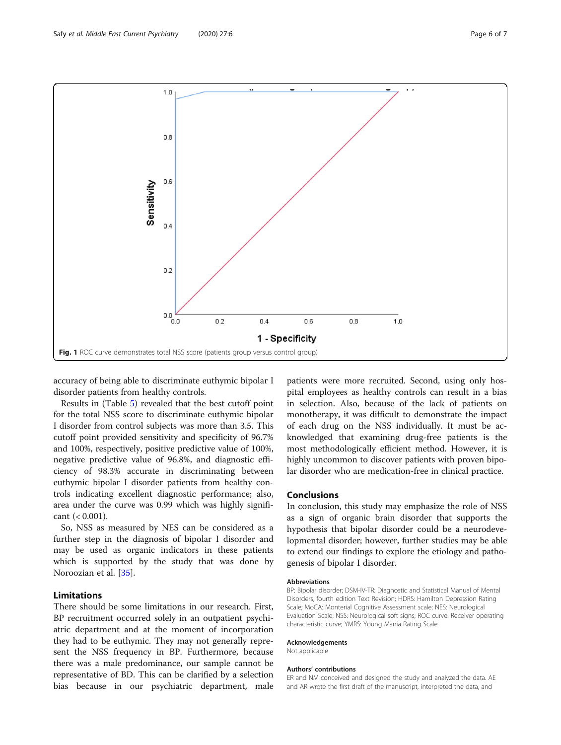Fig. 1 ROC curve demonstrates total NSS score (patients group versus control group)

accuracy of being able to discriminate euthymic bipolar I disorder patients from healthy controls.

Results in (Table 5) revealed that the best cutoff point for the total NSS score to discriminate euthymic bipolar I disorder from control subjects was more than 3.5. This cutoff point provided sensitivity and specificity of 96.7% and 100%, respectively, positive predictive value of 100%, negative predictive value of 96.8%, and diagnostic efficiency of 98.3% accurate in discriminating between euthymic bipolar I disorder patients from healthy controls indicating excellent diagnostic performance; also, area under the curve was 0.99 which was highly significant (< 0.001).

So, NSS as measured by NES can be considered as a further step in the diagnosis of bipolar I disorder and may be used as organic indicators in these patients which is supported by the study that was done by Noroozian et al. [35].

## Limitations

There should be some limitations in our research. First, BP recruitment occurred solely in an outpatient psychiatric department and at the moment of incorporation they had to be euthymic. They may not generally represent the NSS frequency in BP. Furthermore, because there was a male predominance, our sample cannot be representative of BD. This can be clarified by a selection bias because in our psychiatric department, male patients were more recruited. Second, using only hospital employees as healthy controls can result in a bias in selection. Also, because of the lack of patients on monotherapy, it was difficult to demonstrate the impact of each drug on the NSS individually. It must be acknowledged that examining drug-free patients is the most methodologically efficient method. However, it is highly uncommon to discover patients with proven bipolar disorder who are medication-free in clinical practice.

## Conclusions

In conclusion, this study may emphasize the role of NSS as a sign of organic brain disorder that supports the hypothesis that bipolar disorder could be a neurodevelopmental disorder; however, further studies may be able to extend our findings to explore the etiology and pathogenesis of bipolar I disorder.

### Abbreviations

BP: Bipolar disorder; DSM-IV-TR: Diagnostic and Statistical Manual of Mental Disorders, fourth edition Text Revision; HDRS: Hamilton Depression Rating Scale; MoCA: Monterial Cognitive Assessment scale; NES: Neurological Evaluation Scale; NSS: Neurological soft signs; ROC curve: Receiver operating characteristic curve; YMRS: Young Mania Rating Scale

### Acknowledgements

Not applicable

### Authors' contributions

ER and NM conceived and designed the study and analyzed the data. AE and AR wrote the first draft of the manuscript, interpreted the data, and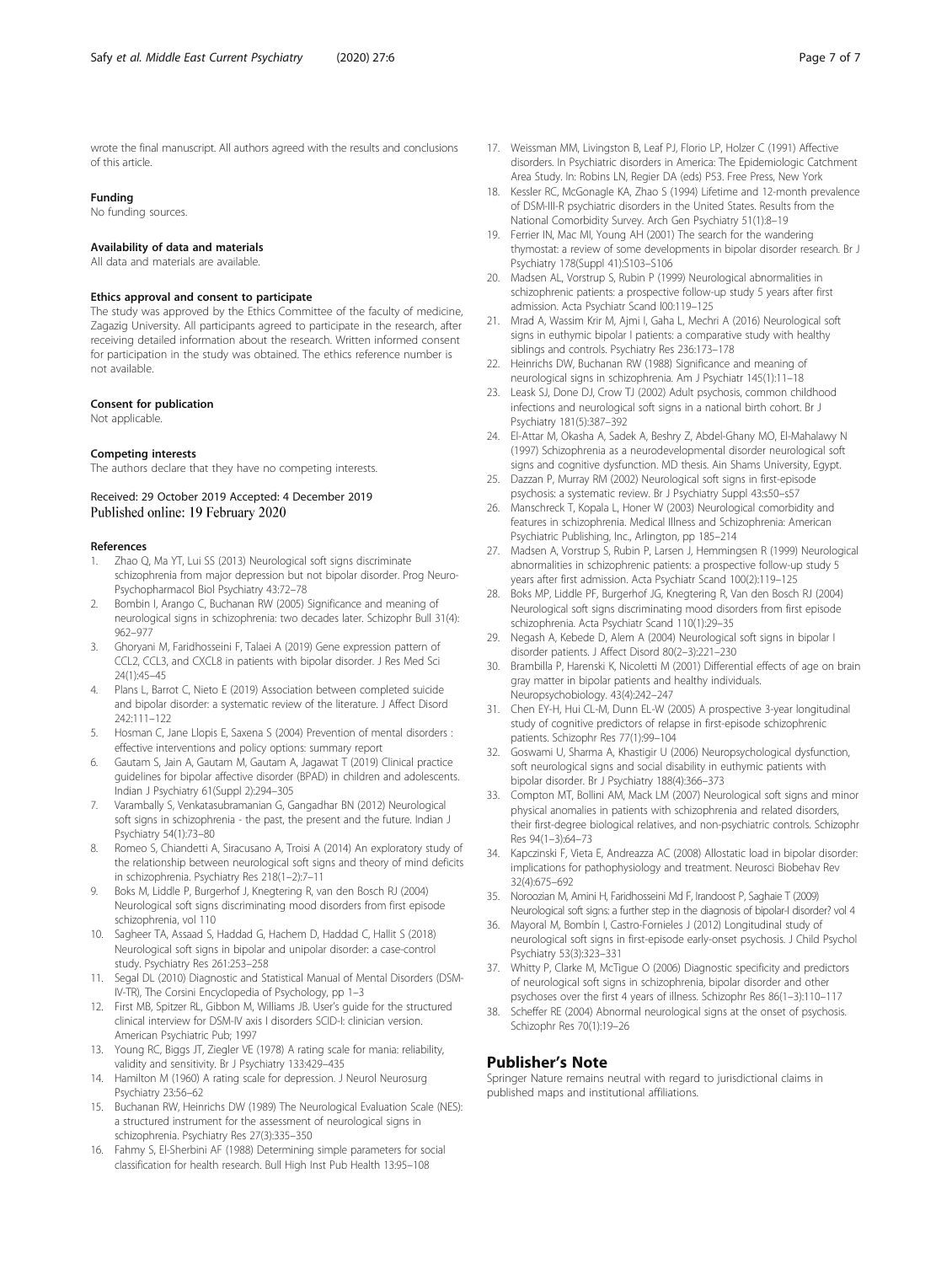wrote the final manuscript. All authors agreed with the results and conclusions of this article.

#### Funding

No funding sources.

#### Availability of data and materials

All data and materials are available.

#### Ethics approval and consent to participate

The study was approved by the Ethics Committee of the faculty of medicine, Zagazig University. All participants agreed to participate in the research, after receiving detailed information about the research. Written informed consent for participation in the study was obtained. The ethics reference number is not available.

#### Consent for publication

Not applicable.

#### Competing interests

The authors declare that they have no competing interests.

Received: 29 October 2019 Accepted: 4 December 2019
Published online: 19 February 2020

#### References

1. Zhao Q, Ma YT, Lui SS (2013) Neurological soft signs discriminate schizophrenia from major depression but not bipolar disorder. Prog Neuro-Psychopharmacol Biol Psychiatry 43:72–78
2. Bombin I, Arango C, Buchanan RW (2005) Significance and meaning of neurological signs in schizophrenia: two decades later. Schizophr Bull 31(4): 962–977
3. Ghoryani M, Faridhosseini F, Talaei A (2019) Gene expression pattern of CCL2, CCL3, and CXCL8 in patients with bipolar disorder. J Res Med Sci 24(1):45–45
4. Plans L, Barrot C, Nieto E (2019) Association between completed suicide and bipolar disorder: a systematic review of the literature. J Affect Disord 242:111–122
5. Hosman C, Jane Llopis E, Saxena S (2004) Prevention of mental disorders : effective interventions and policy options: summary report
6. Gautam S, Jain A, Gautam M, Gautam A, Jagawat T (2019) Clinical practice guidelines for bipolar affective disorder (BPAD) in children and adolescents. Indian J Psychiatry 61(Suppl 2):294–305
7. Varambally S, Venkatasubramanian G, Gangadhar BN (2012) Neurological soft signs in schizophrenia - the past, the present and the future. Indian J Psychiatry 54(1):73–80
8. Romeo S, Chiandetti A, Siracusano A, Troisi A (2014) An exploratory study of the relationship between neurological soft signs and theory of mind deficits in schizophrenia. Psychiatry Res 218(1–2):7–11
9. Boks M, Liddle P, Burgerhof J, Knegtering R, van den Bosch RJ (2004) Neurological soft signs discriminating mood disorders from first episode schizophrenia, vol 110
10. Sagheer TA, Assaad S, Haddad G, Hachem D, Haddad C, Hallit S (2018) Neurological soft signs in bipolar and unipolar disorder: a case-control study. Psychiatry Res 261:253–258
11. Segal DL (2010) Diagnostic and Statistical Manual of Mental Disorders (DSM-IV-TR), The Corsini Encyclopedia of Psychology, pp 1–3
12. First MB, Spitzer RL, Gibbon M, Williams JB. User's guide for the structured clinical interview for DSM-IV axis I disorders SCID-I: clinician version. American Psychiatric Pub; 1997
13. Young RC, Biggs JT, Ziegler VE (1978) A rating scale for mania: reliability, validity and sensitivity. Br J Psychiatry 133:429–435
14. Hamilton M (1960) A rating scale for depression. J Neurol Neurosurg Psychiatry 23:56–62
15. Buchanan RW, Heinrichs DW (1989) The Neurological Evaluation Scale (NES): a structured instrument for the assessment of neurological signs in schizophrenia. Psychiatry Res 27(3):335–350
16. Fahmy S, El-Sherbini AF (1988) Determining simple parameters for social classification for health research. Bull High Inst Pub Health 13:95–108
17. Weissman MM, Livingston B, Leaf PJ, Florio LP, Holzer C (1991) Affective disorders. In Psychiatric disorders in America: The Epidemiologic Catchment Area Study. In: Robins LN, Regier DA (eds) P53. Free Press, New York
18. Kessler RC, McGonagle KA, Zhao S (1994) Lifetime and 12-month prevalence of DSM-III-R psychiatric disorders in the United States. Results from the National Comorbidity Survey. Arch Gen Psychiatry 51(1):8–19
19. Ferrier IN, Mac MI, Young AH (2001) The search for the wandering thymostat: a review of some developments in bipolar disorder research. Br J Psychiatry 178(Suppl 41):S103–S106
20. Madsen AL, Vorstrup S, Rubin P (1999) Neurological abnormalities in schizophrenic patients: a prospective follow-up study 5 years after first admission. Acta Psychiatr Scand l00:119–125
21. Mrad A, Wassim Krir M, Ajmi I, Gaha L, Mechri A (2016) Neurological soft signs in euthymic bipolar I patients: a comparative study with healthy siblings and controls. Psychiatry Res 236:173–178
22. Heinrichs DW, Buchanan RW (1988) Significance and meaning of neurological signs in schizophrenia. Am J Psychiatr 145(1):11–18
23. Leask SJ, Done DJ, Crow TJ (2002) Adult psychosis, common childhood infections and neurological soft signs in a national birth cohort. Br J Psychiatry 181(5):387–392
24. El-Attar M, Okasha A, Sadek A, Beshry Z, Abdel-Ghany MO, El-Mahalawy N (1997) Schizophrenia as a neurodevelopmental disorder neurological soft signs and cognitive dysfunction. MD thesis. Ain Shams University, Egypt.
25. Dazzan P, Murray RM (2002) Neurological soft signs in first-episode psychosis: a systematic review. Br J Psychiatry Suppl 43:s50–s57
26. Manschreck T, Kopala L, Honer W (2003) Neurological comorbidity and features in schizophrenia. Medical Illness and Schizophrenia: American Psychiatric Publishing, Inc., Arlington, pp 185–214
27. Madsen A, Vorstrup S, Rubin P, Larsen J, Hemmingsen R (1999) Neurological abnormalities in schizophrenic patients: a prospective follow-up study 5 years after first admission. Acta Psychiatr Scand 100(2):119–125
28. Boks MP, Liddle PF, Burgerhof JG, Knegtering R, Van den Bosch RJ (2004) Neurological soft signs discriminating mood disorders from first episode schizophrenia. Acta Psychiatr Scand 110(1):29–35
29. Negash A, Kebede D, Alem A (2004) Neurological soft signs in bipolar I disorder patients. J Affect Disord 80(2–3):221–230
30. Brambilla P, Harenski K, Nicoletti M (2001) Differential effects of age on brain gray matter in bipolar patients and healthy individuals. Neuropsychobiology. 43(4):242–247
31. Chen EY-H, Hui CL-M, Dunn EL-W (2005) A prospective 3-year longitudinal study of cognitive predictors of relapse in first-episode schizophrenic patients. Schizophr Res 77(1):99–104
32. Goswami U, Sharma A, Khastigir U (2006) Neuropsychological dysfunction, soft neurological signs and social disability in euthymic patients with bipolar disorder. Br J Psychiatry 188(4):366–373
33. Compton MT, Bollini AM, Mack LM (2007) Neurological soft signs and minor physical anomalies in patients with schizophrenia and related disorders, their first-degree biological relatives, and non-psychiatric controls. Schizophr Res 94(1–3):64–73
34. Kapczinski F, Vieta E, Andreazza AC (2008) Allostatic load in bipolar disorder: implications for pathophysiology and treatment. Neurosci Biobehav Rev 32(4):675–692
35. Noroozian M, Amini H, Faridhosseini Md F, Irandoost P, Saghaie T (2009) Neurological soft signs: a further step in the diagnosis of bipolar-I disorder? vol 4
36. Mayoral M, Bombín I, Castro-Fornieles J (2012) Longitudinal study of neurological soft signs in first-episode early-onset psychosis. J Child Psychol Psychiatry 53(3):323–331
37. Whitty P, Clarke M, McTigue O (2006) Diagnostic specificity and predictors of neurological soft signs in schizophrenia, bipolar disorder and other psychoses over the first 4 years of illness. Schizophr Res 86(1–3):110–117
38. Scheffer RE (2004) Abnormal neurological signs at the onset of psychosis. Schizophr Res 70(1):19–26

## Publisher's Note

Springer Nature remains neutral with regard to jurisdictional claims in published maps and institutional affiliations.